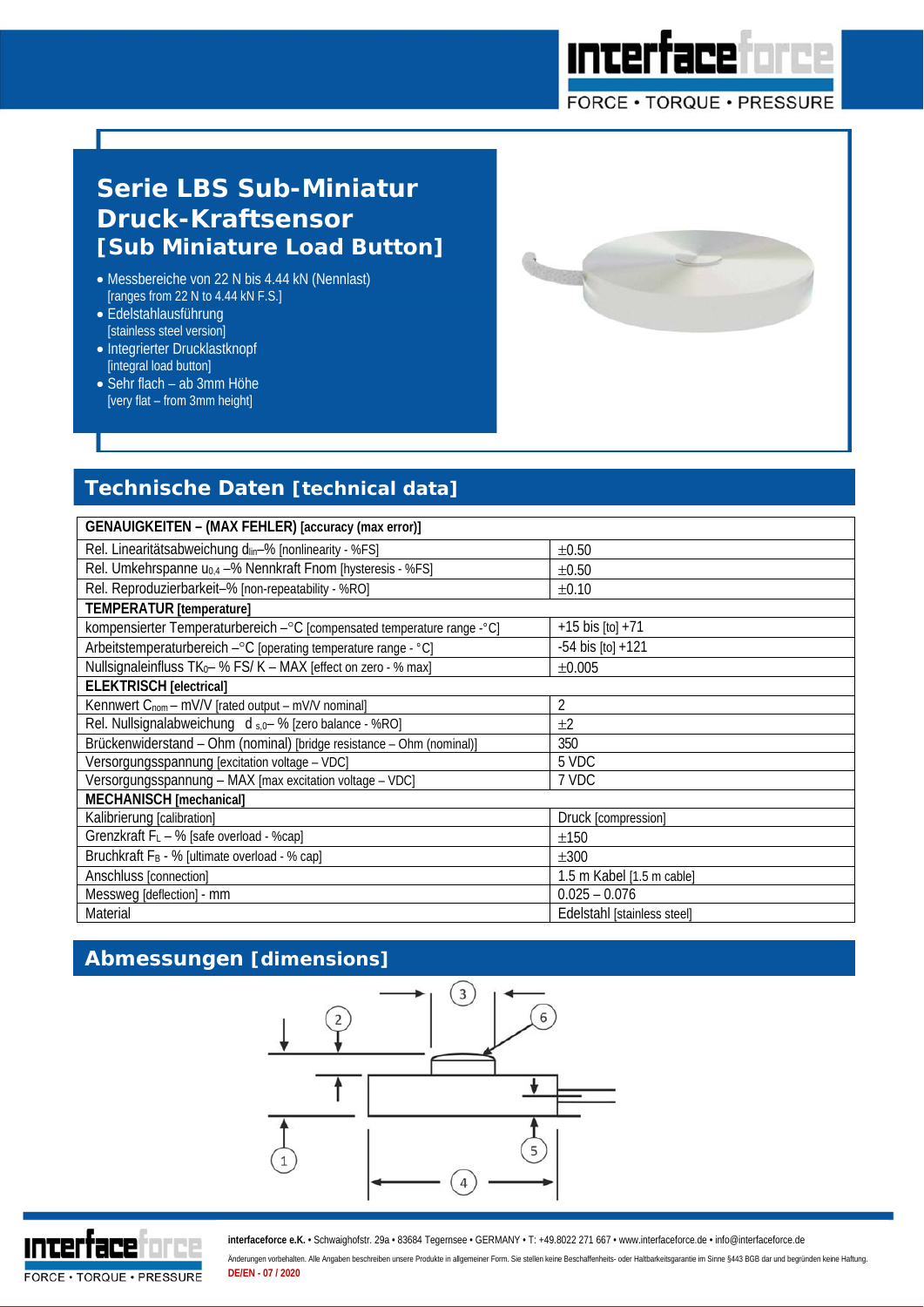# Serie LBS Sub-Miniatur Druck-Kraftsensor [Sub Miniature Load Button]

- Messbereiche von 22 N bis 4.44 kN (Nennlast) [ranges from 22 N to 4.44 kN F.S.]
- Edelstahlausführung [stainless steel version]
- Integrierter Drucklastknopf [integral load button]
- Sehr flach – ab 3mm Höhe [very flat – from 3mm height]

## Technische Daten [technical data]

| GENAUIGKEITEN – (MAX FEHLER) [accuracy (max error)] | |
|---|---|
| Rel. Linearitätsabweichung $d_{lin}$–% [nonlinearity - %FS] | ±0.50 |
| Rel. Umkehrspanne $u_{0,4}$ –% Nennkraft Fnom [hysteresis - %FS] | ±0.50 |
| Rel. Reproduzierbarkeit–% [non-repeatability - %RO] | ±0.10 |
| **TEMPERATUR [temperature]** | |
| kompensierter Temperaturbereich –°C [compensated temperature range -°C] | +15 bis [to] +71 |
| Arbeitstemperaturbereich –°C [operating temperature range - °C] | -54 bis [to] +121 |
| Nullsignaleinfluss $TK_0$– % FS/ K – MAX [effect on zero - % max] | ±0.005 |
| **ELEKTRISCH [electrical]** | |
| Kennwert $C_{nom}$ – mV/V [rated output – mV/V nominal] | 2 |
| Rel. Nullsignalabweichung $d_{s,0}$– % [zero balance - %RO] | ±2 |
| Brückenwiderstand – Ohm (nominal) [bridge resistance – Ohm (nominal)] | 350 |
| Versorgungsspannung [excitation voltage – VDC] | 5 VDC |
| Versorgungsspannung – MAX [max excitation voltage – VDC] | 7 VDC |
| **MECHANISCH [mechanical]** | |
| Kalibrierung [calibration] | Druck [compression] |
| Grenzkraft $F_L$ – % [safe overload - %cap] | ±150 |
| Bruchkraft $F_B$ - % [ultimate overload - % cap] | ±300 |
| Anschluss [connection] | 1.5 m Kabel [1.5 m cable] |
| Messweg [deflection] - mm | 0.025 – 0.076 |
| Material | Edelstahl [stainless steel] |

## Abmessungen [dimensions]

**interfaceforce e.K.** • Schwaighofstr. 29a • 83684 Tegernsee • GERMANY • T: +49.8022 271 667 • www.interfaceforce.de • info@interfaceforce.de

Änderungen vorbehalten. Alle Angaben beschreiben unsere Produkte in allgemeiner Form. Sie stellen keine Beschaffenheits- oder Haltbarkeitsgarantie im Sinne §443 BGB dar und begründen keine Haftung.

DE/EN - 07 / 2020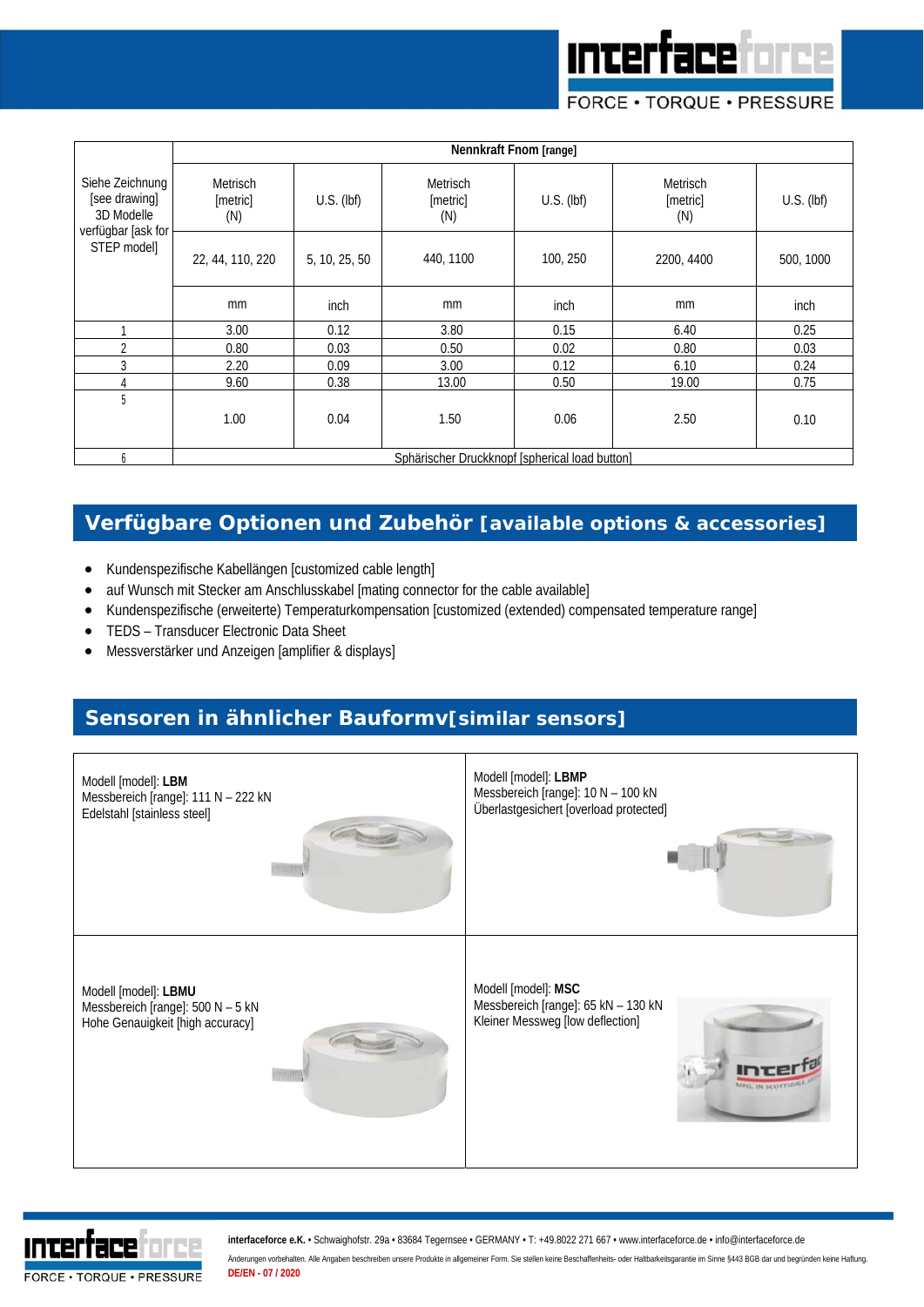| Siehe Zeichnung [see drawing] 3D Modelle verfügbar [ask for STEP model] | Nennkraft Fnom [range] | | | | | |
|---|---|---|---|---|---|---|
| | Metrisch [metric] (N) | U.S. (lbf) | Metrisch [metric] (N) | U.S. (lbf) | Metrisch [metric] (N) | U.S. (lbf) |
| | 22, 44, 110, 220 | 5, 10, 25, 50 | 440, 1100 | 100, 250 | 2200, 4400 | 500, 1000 |
| | mm | inch | mm | inch | mm | inch |
| 1 | 3.00 | 0.12 | 3.80 | 0.15 | 6.40 | 0.25 |
| 2 | 0.80 | 0.03 | 0.50 | 0.02 | 0.80 | 0.03 |
| 3 | 2.20 | 0.09 | 3.00 | 0.12 | 6.10 | 0.24 |
| 4 | 9.60 | 0.38 | 13.00 | 0.50 | 19.00 | 0.75 |
| 5 | 1.00 | 0.04 | 1.50 | 0.06 | 2.50 | 0.10 |
| 6 | Sphärischer Druckknopf [spherical load button] | | | | | |

## Verfügbare Optionen und Zubehör [available options & accessories]

- Kundenspezifische Kabellängen [customized cable length]
- auf Wunsch mit Stecker am Anschlusskabel [mating connector for the cable available]
- Kundenspezifische (erweiterte) Temperaturkompensation [customized (extended) compensated temperature range]
- TEDS – Transducer Electronic Data Sheet
- Messverstärker und Anzeigen [amplifier & displays]

## Sensoren in ähnlicher Bauformv[similar sensors]

Modell [model]: **LBM**
Messbereich [range]: 111 N – 222 kN
Edelstahl [stainless steel]

Modell [model]: **LBMP**
Messbereich [range]: 10 N – 100 kN
Überlastgesichert [overload protected]

Modell [model]: **LBMU**
Messbereich [range]: 500 N – 5 kN
Hohe Genauigkeit [high accuracy]

Modell [model]: **MSC**
Messbereich [range]: 65 kN – 130 kN
Kleiner Messweg [low deflection]

**interfaceforce e.K.** • Schwaighofstr. 29a • 83684 Tegernsee • GERMANY • T: +49.8022 271 667 • www.interfaceforce.de • info@interfaceforce.de

Änderungen vorbehalten. Alle Angaben beschreiben unsere Produkte in allgemeiner Form. Sie stellen keine Beschaffenheits- oder Haltbarkeitsgarantie im Sinne §443 BGB dar und begründen keine Haftung.

**DE/EN - 07 / 2020**